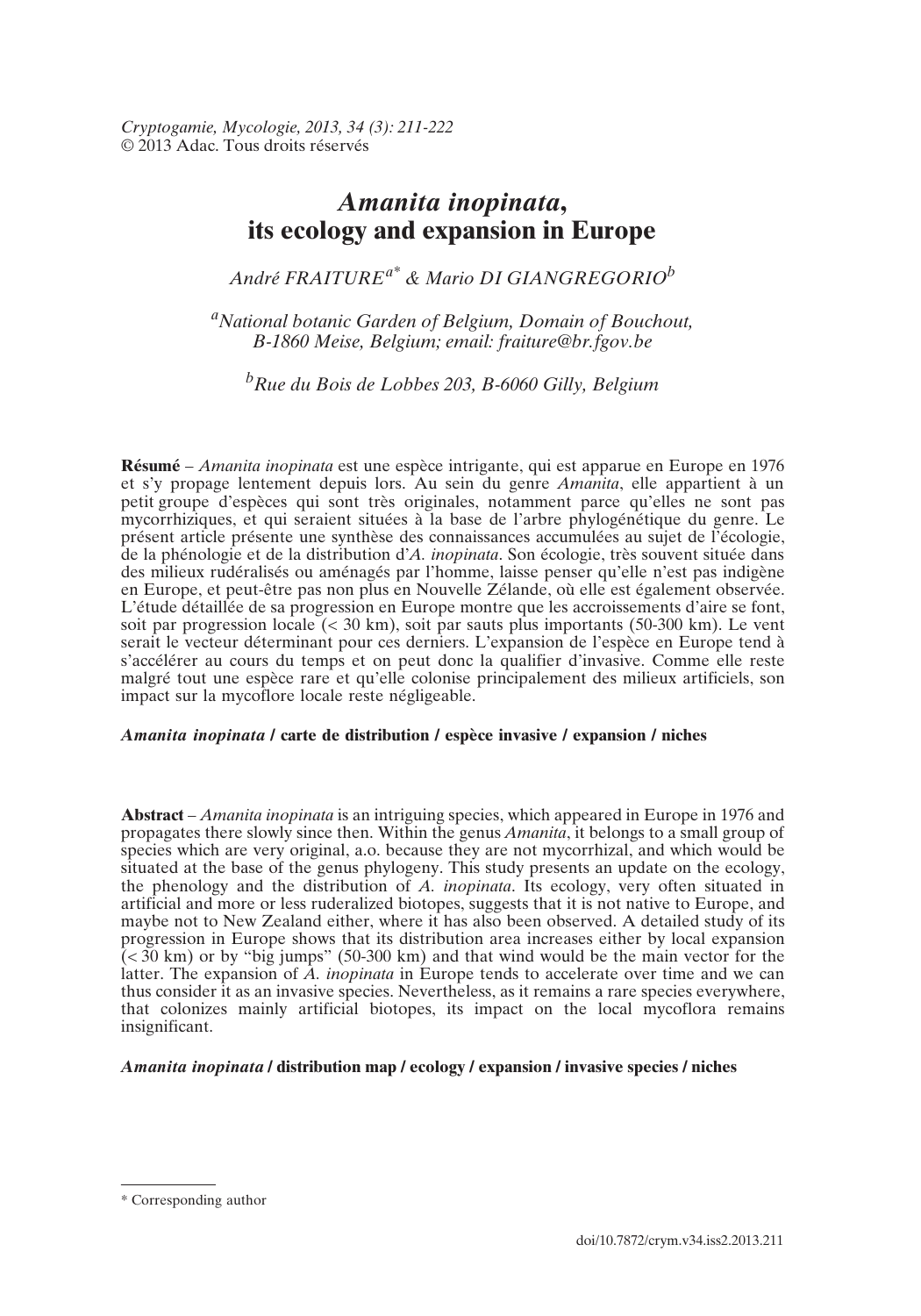*Cryptogamie, Mycologie, 2013, 34 (3): 211-222*
© 2013 Adac. Tous droits réservés

# *Amanita inopinata*, its ecology and expansion in Europe

*André FRAITURE[a]* & Mario DI GIANGREGORIO[b]*

[a] *National botanic Garden of Belgium, Domain of Bouchout, B-1860 Meise, Belgium; email: fraiture@br.fgov.be*

[b] *Rue du Bois de Lobbes 203, B-6060 Gilly, Belgium*

**Résumé** – *Amanita inopinata* est une espèce intrigante, qui est apparue en Europe en 1976 et s'y propage lentement depuis lors. Au sein du genre *Amanita*, elle appartient à un petit groupe d'espèces qui sont très originales, notamment parce qu'elles ne sont pas mycorrhiziques, et qui seraient situées à la base de l'arbre phylogénétique du genre. Le présent article présente une synthèse des connaissances accumulées au sujet de l'écologie, de la phénologie et de la distribution d'*A. inopinata*. Son écologie, très souvent située dans des milieux rudéralisés ou aménagés par l'homme, laisse penser qu'elle n'est pas indigène en Europe, et peut-être pas non plus en Nouvelle Zélande, où elle est également observée. L'étude détaillée de sa progression en Europe montre que les accroissements d'aire se font, soit par progression locale (< 30 km), soit par sauts plus importants (50-300 km). Le vent serait le vecteur déterminant pour ces derniers. L'expansion de l'espèce en Europe tend à s'accélérer au cours du temps et on peut donc la qualifier d'invasive. Comme elle reste malgré tout une espèce rare et qu'elle colonise principalement des milieux artificiels, son impact sur la mycoflore locale reste négligeable.

***Amanita inopinata* / carte de distribution / espèce invasive / expansion / niches**

**Abstract** – *Amanita inopinata* is an intriguing species, which appeared in Europe in 1976 and propagates there slowly since then. Within the genus *Amanita*, it belongs to a small group of species which are very original, a.o. because they are not mycorrhizal, and which would be situated at the base of the genus phylogeny. This study presents an update on the ecology, the phenology and the distribution of *A. inopinata*. Its ecology, very often situated in artificial and more or less ruderalized biotopes, suggests that it is not native to Europe, and maybe not to New Zealand either, where it has also been observed. A detailed study of its progression in Europe shows that its distribution area increases either by local expansion (< 30 km) or by "big jumps" (50-300 km) and that wind would be the main vector for the latter. The expansion of *A. inopinata* in Europe tends to accelerate over time and we can thus consider it as an invasive species. Nevertheless, as it remains a rare species everywhere, that colonizes mainly artificial biotopes, its impact on the local mycoflora remains insignificant.

***Amanita inopinata* / distribution map / ecology / expansion / invasive species / niches**

\* Corresponding author

doi/10.7872/crym.v34.iss2.2013.211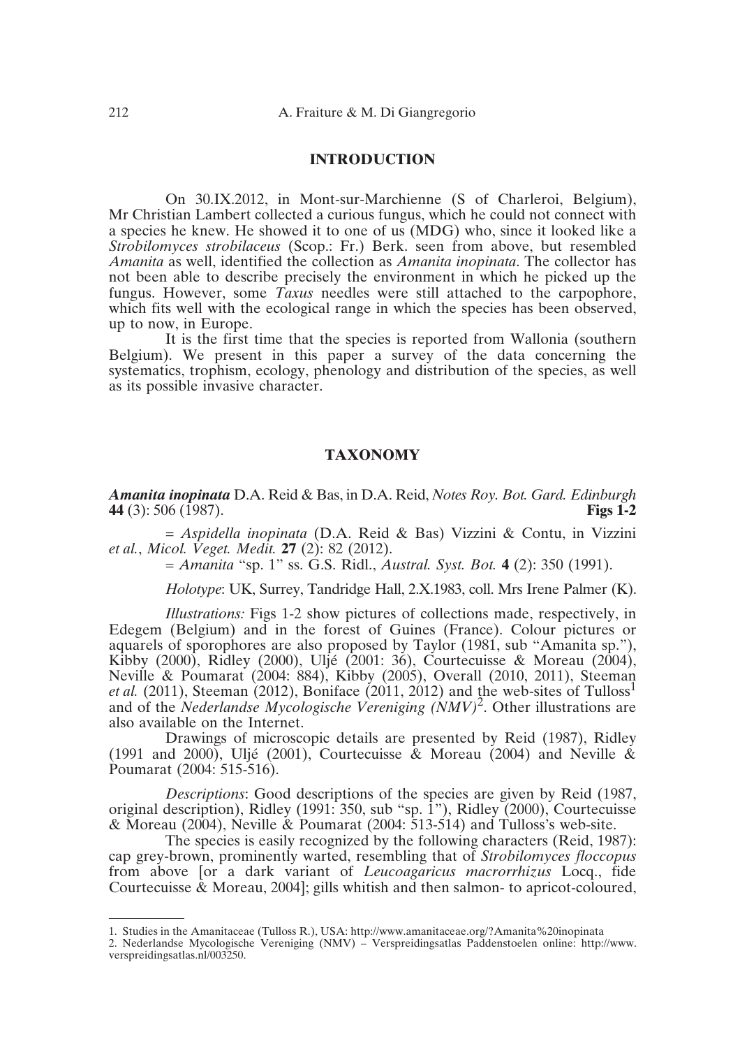## INTRODUCTION

On 30.IX.2012, in Mont-sur-Marchienne (S of Charleroi, Belgium), Mr Christian Lambert collected a curious fungus, which he could not connect with a species he knew. He showed it to one of us (MDG) who, since it looked like a *Strobilomyces strobilaceus* (Scop.: Fr.) Berk. seen from above, but resembled *Amanita* as well, identified the collection as *Amanita inopinata*. The collector has not been able to describe precisely the environment in which he picked up the fungus. However, some *Taxus* needles were still attached to the carpophore, which fits well with the ecological range in which the species has been observed, up to now, in Europe.

It is the first time that the species is reported from Wallonia (southern Belgium). We present in this paper a survey of the data concerning the systematics, trophism, ecology, phenology and distribution of the species, as well as its possible invasive character.

## TAXONOMY

***Amanita inopinata*** D.A. Reid & Bas, in D.A. Reid, *Notes Roy. Bot. Gard. Edinburgh* **44** (3): 506 (1987). **Figs 1-2**

= *Aspidella inopinata* (D.A. Reid & Bas) Vizzini & Contu, in Vizzini *et al.*, *Micol. Veget. Medit.* **27** (2): 82 (2012).

= *Amanita* "sp. 1" ss. G.S. Ridl., *Austral. Syst. Bot.* **4** (2): 350 (1991).

*Holotype*: UK, Surrey, Tandridge Hall, 2.X.1983, coll. Mrs Irene Palmer (K).

*Illustrations:* Figs 1-2 show pictures of collections made, respectively, in Edegem (Belgium) and in the forest of Guines (France). Colour pictures or aquarels of sporophores are also proposed by Taylor (1981, sub "Amanita sp."), Kibby (2000), Ridley (2000), Uljé (2001: 36), Courtecuisse & Moreau (2004), Neville & Poumarat (2004: 884), Kibby (2005), Overall (2010, 2011), Steeman *et al.* (2011), Steeman (2012), Boniface (2011, 2012) and the web-sites of Tulloss[1] and of the *Nederlandse Mycologische Vereniging (NMV)*[2]. Other illustrations are also available on the Internet.

Drawings of microscopic details are presented by Reid (1987), Ridley (1991 and 2000), Uljé (2001), Courtecuisse & Moreau (2004) and Neville & Poumarat (2004: 515-516).

*Descriptions*: Good descriptions of the species are given by Reid (1987, original description), Ridley (1991: 350, sub "sp. 1"), Ridley (2000), Courtecuisse & Moreau (2004), Neville & Poumarat (2004: 513-514) and Tulloss's web-site.

The species is easily recognized by the following characters (Reid, 1987): cap grey-brown, prominently warted, resembling that of *Strobilomyces floccopus* from above [or a dark variant of *Leucoagaricus macrorrhizus* Locq., fide Courtecuisse & Moreau, 2004]; gills whitish and then salmon- to apricot-coloured,

---

1. Studies in the Amanitaceae (Tulloss R.), USA: http://www.amanitaceae.org/?Amanita%20inopinata
2. Nederlandse Mycologische Vereniging (NMV) – Verspreidingsatlas Paddenstoelen online: http://www.verspreidingsatlas.nl/003250.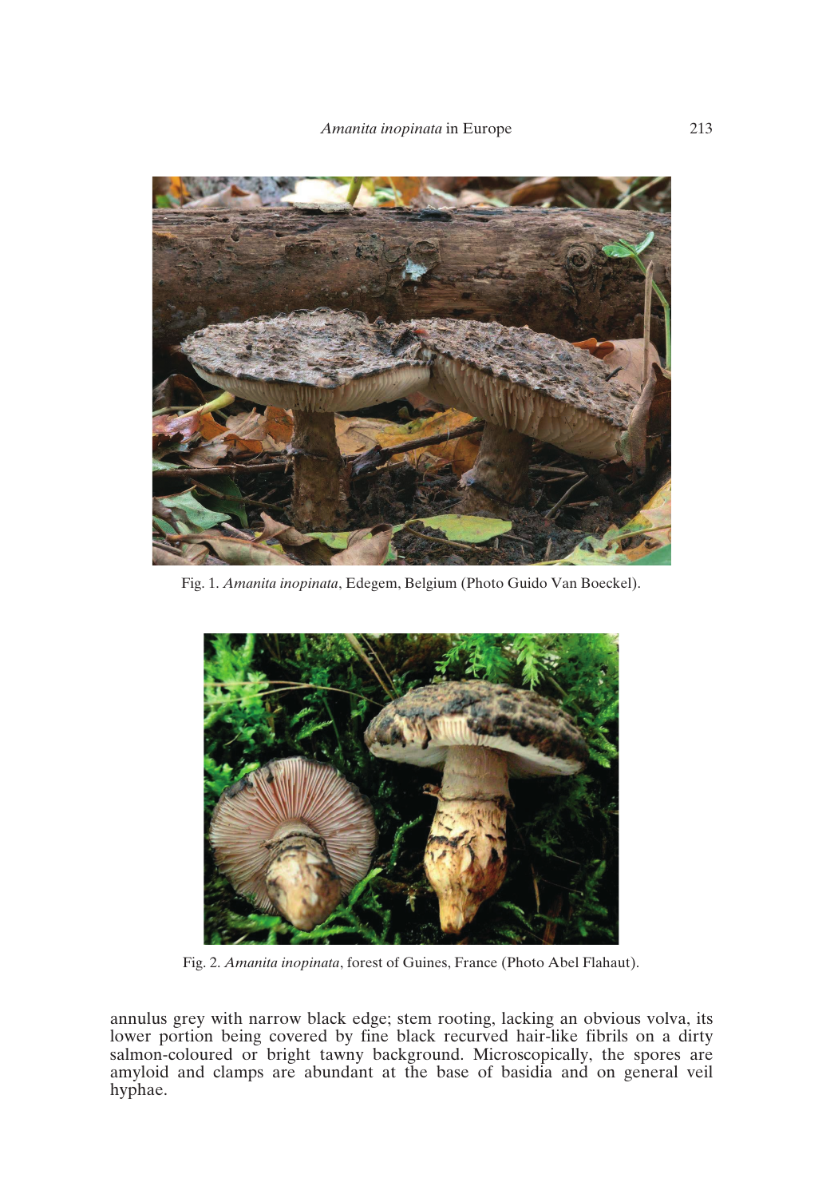Fig. 1. *Amanita inopinata*, Edegem, Belgium (Photo Guido Van Boeckel).

Fig. 2. *Amanita inopinata*, forest of Guines, France (Photo Abel Flahaut).

annulus grey with narrow black edge; stem rooting, lacking an obvious volva, its lower portion being covered by fine black recurved hair-like fibrils on a dirty salmon-coloured or bright tawny background. Microscopically, the spores are amyloid and clamps are abundant at the base of basidia and on general veil hyphae.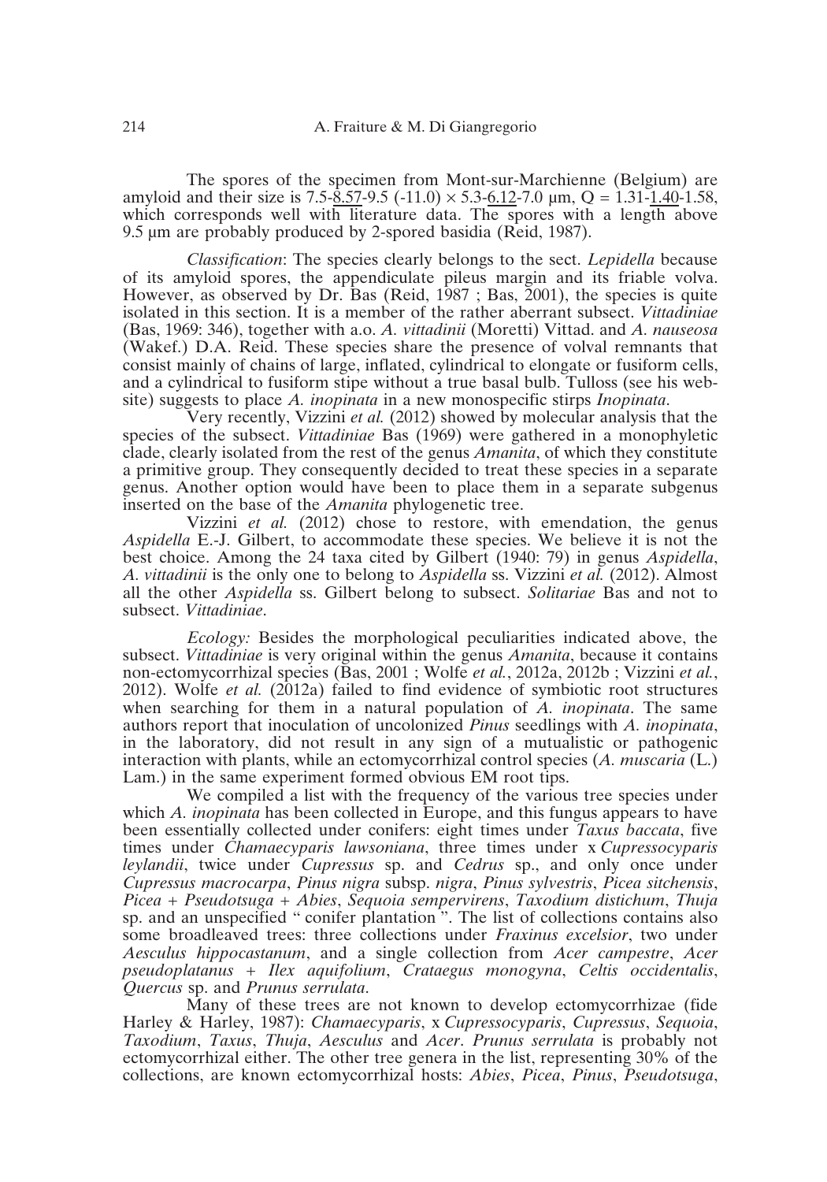The spores of the specimen from Mont-sur-Marchienne (Belgium) are amyloid and their size is 7.5-$\underline{8.57}$-9.5 (-11.0) × 5.3-$\underline{6.12}$-7.0 µm, Q = 1.31-$\underline{1.40}$-1.58, which corresponds well with literature data. The spores with a length above 9.5 µm are probably produced by 2-spored basidia (Reid, 1987).

*Classification*: The species clearly belongs to the sect. *Lepidella* because of its amyloid spores, the appendiculate pileus margin and its friable volva. However, as observed by Dr. Bas (Reid, 1987 ; Bas, 2001), the species is quite isolated in this section. It is a member of the rather aberrant subsect. *Vittadiniae* (Bas, 1969: 346), together with a.o. *A. vittadinii* (Moretti) Vittad. and *A. nauseosa* (Wakef.) D.A. Reid. These species share the presence of volval remnants that consist mainly of chains of large, inflated, cylindrical to elongate or fusiform cells, and a cylindrical to fusiform stipe without a true basal bulb. Tulloss (see his website) suggests to place *A. inopinata* in a new monospecific stirps *Inopinata*.

Very recently, Vizzini *et al.* (2012) showed by molecular analysis that the species of the subsect. *Vittadiniae* Bas (1969) were gathered in a monophyletic clade, clearly isolated from the rest of the genus *Amanita*, of which they constitute a primitive group. They consequently decided to treat these species in a separate genus. Another option would have been to place them in a separate subgenus inserted on the base of the *Amanita* phylogenetic tree.

Vizzini *et al.* (2012) chose to restore, with emendation, the genus *Aspidella* E.-J. Gilbert, to accommodate these species. We believe it is not the best choice. Among the 24 taxa cited by Gilbert (1940: 79) in genus *Aspidella*, *A. vittadinii* is the only one to belong to *Aspidella* ss. Vizzini *et al.* (2012). Almost all the other *Aspidella* ss. Gilbert belong to subsect. *Solitariae* Bas and not to subsect. *Vittadiniae*.

*Ecology:* Besides the morphological peculiarities indicated above, the subsect. *Vittadiniae* is very original within the genus *Amanita*, because it contains non-ectomycorrhizal species (Bas, 2001 ; Wolfe *et al.*, 2012a, 2012b ; Vizzini *et al.*, 2012). Wolfe *et al.* (2012a) failed to find evidence of symbiotic root structures when searching for them in a natural population of *A. inopinata*. The same authors report that inoculation of uncolonized *Pinus* seedlings with *A. inopinata*, in the laboratory, did not result in any sign of a mutualistic or pathogenic interaction with plants, while an ectomycorrhizal control species (*A. muscaria* (L.) Lam.) in the same experiment formed obvious EM root tips.

We compiled a list with the frequency of the various tree species under which *A. inopinata* has been collected in Europe, and this fungus appears to have been essentially collected under conifers: eight times under *Taxus baccata*, five times under *Chamaecyparis lawsoniana*, three times under x *Cupressocyparis leylandii*, twice under *Cupressus* sp. and *Cedrus* sp., and only once under *Cupressus macrocarpa*, *Pinus nigra* subsp. *nigra*, *Pinus sylvestris*, *Picea sitchensis*, *Picea* + *Pseudotsuga* + *Abies*, *Sequoia sempervirens*, *Taxodium distichum*, *Thuja* sp. and an unspecified " conifer plantation ". The list of collections contains also some broadleaved trees: three collections under *Fraxinus excelsior*, two under *Aesculus hippocastanum*, and a single collection from *Acer campestre*, *Acer pseudoplatanus* + *Ilex aquifolium*, *Crataegus monogyna*, *Celtis occidentalis*, *Quercus* sp. and *Prunus serrulata*.

Many of these trees are not known to develop ectomycorrhizae (fide Harley & Harley, 1987): *Chamaecyparis*, x *Cupressocyparis*, *Cupressus*, *Sequoia*, *Taxodium*, *Taxus*, *Thuja*, *Aesculus* and *Acer*. *Prunus serrulata* is probably not ectomycorrhizal either. The other tree genera in the list, representing 30% of the collections, are known ectomycorrhizal hosts: *Abies*, *Picea*, *Pinus*, *Pseudotsuga*,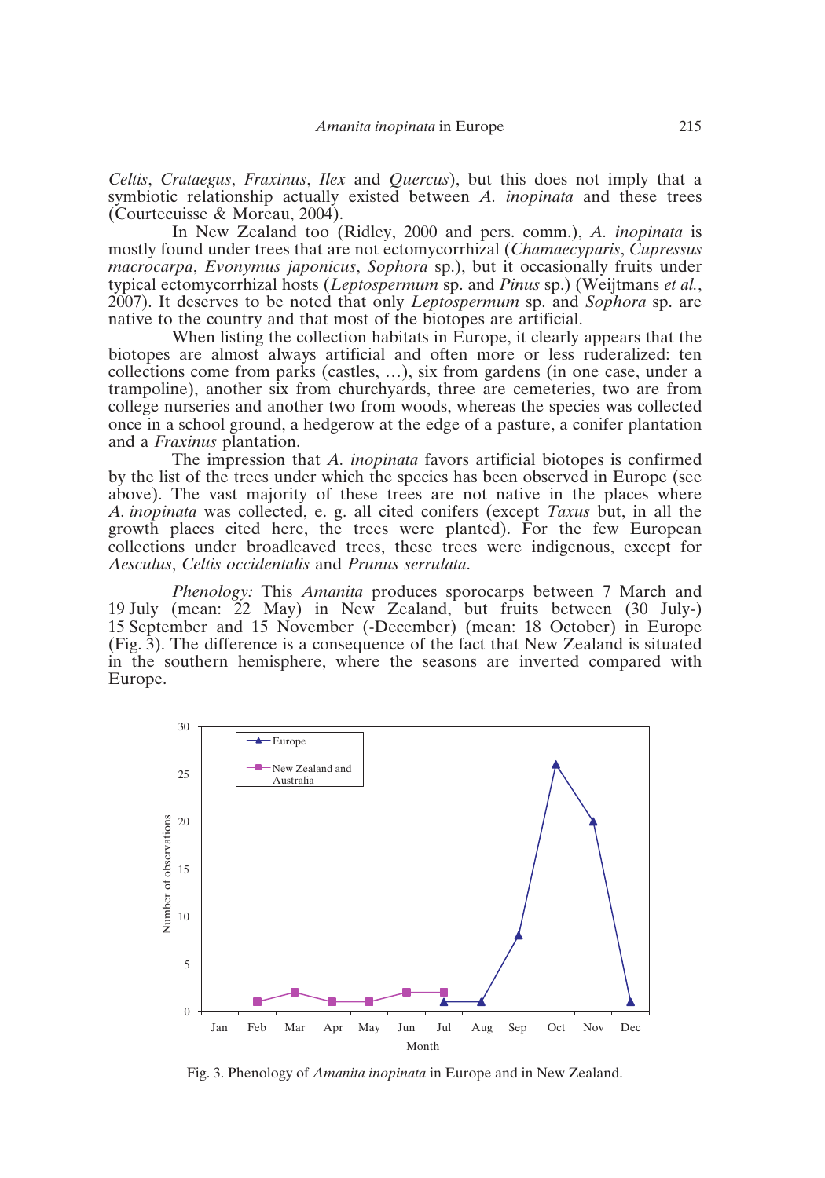*Celtis*, *Crataegus*, *Fraxinus*, *Ilex* and *Quercus*), but this does not imply that a symbiotic relationship actually existed between *A. inopinata* and these trees (Courtecuisse & Moreau, 2004).

In New Zealand too (Ridley, 2000 and pers. comm.), *A. inopinata* is mostly found under trees that are not ectomycorrhizal (*Chamaecyparis*, *Cupressus macrocarpa*, *Evonymus japonicus*, *Sophora* sp.), but it occasionally fruits under typical ectomycorrhizal hosts (*Leptospermum* sp. and *Pinus* sp.) (Weijtmans *et al.*, 2007). It deserves to be noted that only *Leptospermum* sp. and *Sophora* sp. are native to the country and that most of the biotopes are artificial.

When listing the collection habitats in Europe, it clearly appears that the biotopes are almost always artificial and often more or less ruderalized: ten collections come from parks (castles, …), six from gardens (in one case, under a trampoline), another six from churchyards, three are cemeteries, two are from college nurseries and another two from woods, whereas the species was collected once in a school ground, a hedgerow at the edge of a pasture, a conifer plantation and a *Fraxinus* plantation.

The impression that *A. inopinata* favors artificial biotopes is confirmed by the list of the trees under which the species has been observed in Europe (see above). The vast majority of these trees are not native in the places where *A. inopinata* was collected, e. g. all cited conifers (except *Taxus* but, in all the growth places cited here, the trees were planted). For the few European collections under broadleaved trees, these trees were indigenous, except for *Aesculus*, *Celtis occidentalis* and *Prunus serrulata*.

*Phenology:* This *Amanita* produces sporocarps between 7 March and 19 July (mean: 22 May) in New Zealand, but fruits between (30 July-) 15 September and 15 November (-December) (mean: 18 October) in Europe (Fig. 3). The difference is a consequence of the fact that New Zealand is situated in the southern hemisphere, where the seasons are inverted compared with Europe.

Fig. 3. Phenology of *Amanita inopinata* in Europe and in New Zealand.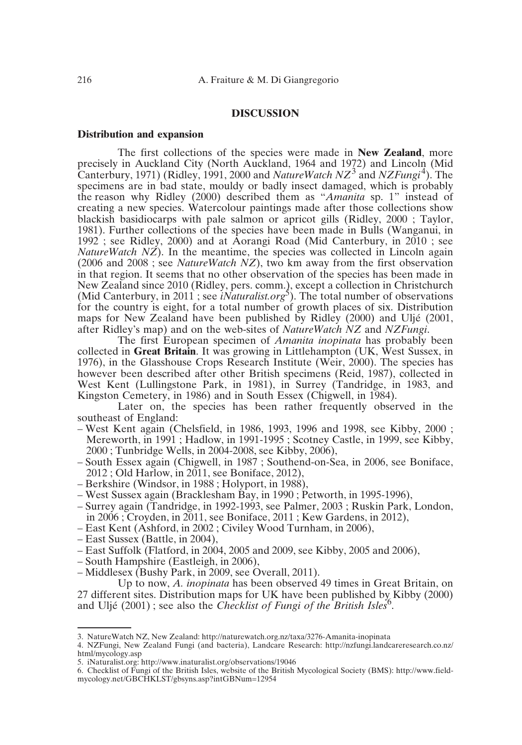## DISCUSSION

### Distribution and expansion

The first collections of the species were made in **New Zealand**, more precisely in Auckland City (North Auckland, 1964 and 1972) and Lincoln (Mid Canterbury, 1971) (Ridley, 1991, 2000 and *NatureWatch NZ*[3] and *NZFungi*[4]). The specimens are in bad state, mouldy or badly insect damaged, which is probably the reason why Ridley (2000) described them as "*Amanita* sp. 1" instead of creating a new species. Watercolour paintings made after those collections show blackish basidiocarps with pale salmon or apricot gills (Ridley, 2000 ; Taylor, 1981). Further collections of the species have been made in Bulls (Wanganui, in 1992 ; see Ridley, 2000) and at Aorangi Road (Mid Canterbury, in 2010 ; see *NatureWatch NZ*). In the meantime, the species was collected in Lincoln again (2006 and 2008 ; see *NatureWatch NZ*), two km away from the first observation in that region. It seems that no other observation of the species has been made in New Zealand since 2010 (Ridley, pers. comm.), except a collection in Christchurch (Mid Canterbury, in 2011 ; see *iNaturalist.org*[5]). The total number of observations for the country is eight, for a total number of growth places of six. Distribution maps for New Zealand have been published by Ridley (2000) and Uljé (2001, after Ridley's map) and on the web-sites of *NatureWatch NZ* and *NZFungi*.

The first European specimen of *Amanita inopinata* has probably been collected in **Great Britain**. It was growing in Littlehampton (UK, West Sussex, in 1976), in the Glasshouse Crops Research Institute (Weir, 2000). The species has however been described after other British specimens (Reid, 1987), collected in West Kent (Lullingstone Park, in 1981), in Surrey (Tandridge, in 1983, and Kingston Cemetery, in 1986) and in South Essex (Chigwell, in 1984).

Later on, the species has been rather frequently observed in the southeast of England:

- West Kent again (Chelsfield, in 1986, 1993, 1996 and 1998, see Kibby, 2000 ; Mereworth, in 1991 ; Hadlow, in 1991-1995 ; Scotney Castle, in 1999, see Kibby, 2000 ; Tunbridge Wells, in 2004-2008, see Kibby, 2006),
- South Essex again (Chigwell, in 1987 ; Southend-on-Sea, in 2006, see Boniface, 2012 ; Old Harlow, in 2011, see Boniface, 2012),
- Berkshire (Windsor, in 1988 ; Holyport, in 1988),
- West Sussex again (Bracklesham Bay, in 1990 ; Petworth, in 1995-1996),
- Surrey again (Tandridge, in 1992-1993, see Palmer, 2003 ; Ruskin Park, London, in 2006 ; Croyden, in 2011, see Boniface, 2011 ; Kew Gardens, in 2012),
- East Kent (Ashford, in 2002 ; Civiley Wood Turnham, in 2006),
- East Sussex (Battle, in 2004),
- East Suffolk (Flatford, in 2004, 2005 and 2009, see Kibby, 2005 and 2006),
- South Hampshire (Eastleigh, in 2006),
- Middlesex (Bushy Park, in 2009, see Overall, 2011).

Up to now, *A. inopinata* has been observed 49 times in Great Britain, on 27 different sites. Distribution maps for UK have been published by Kibby (2000) and Uljé (2001) ; see also the *Checklist of Fungi of the British Isles*[6].

---

3. NatureWatch NZ, New Zealand: http://naturewatch.org.nz/taxa/3276-Amanita-inopinata
4. NZFungi, New Zealand Fungi (and bacteria), Landcare Research: http://nzfungi.landcareresearch.co.nz/html/mycology.asp
5. iNaturalist.org: http://www.inaturalist.org/observations/19046
6. Checklist of Fungi of the British Isles, website of the British Mycological Society (BMS): http://www.fieldmycology.net/GBCHKLST/gbsyns.asp?intGBNum=12954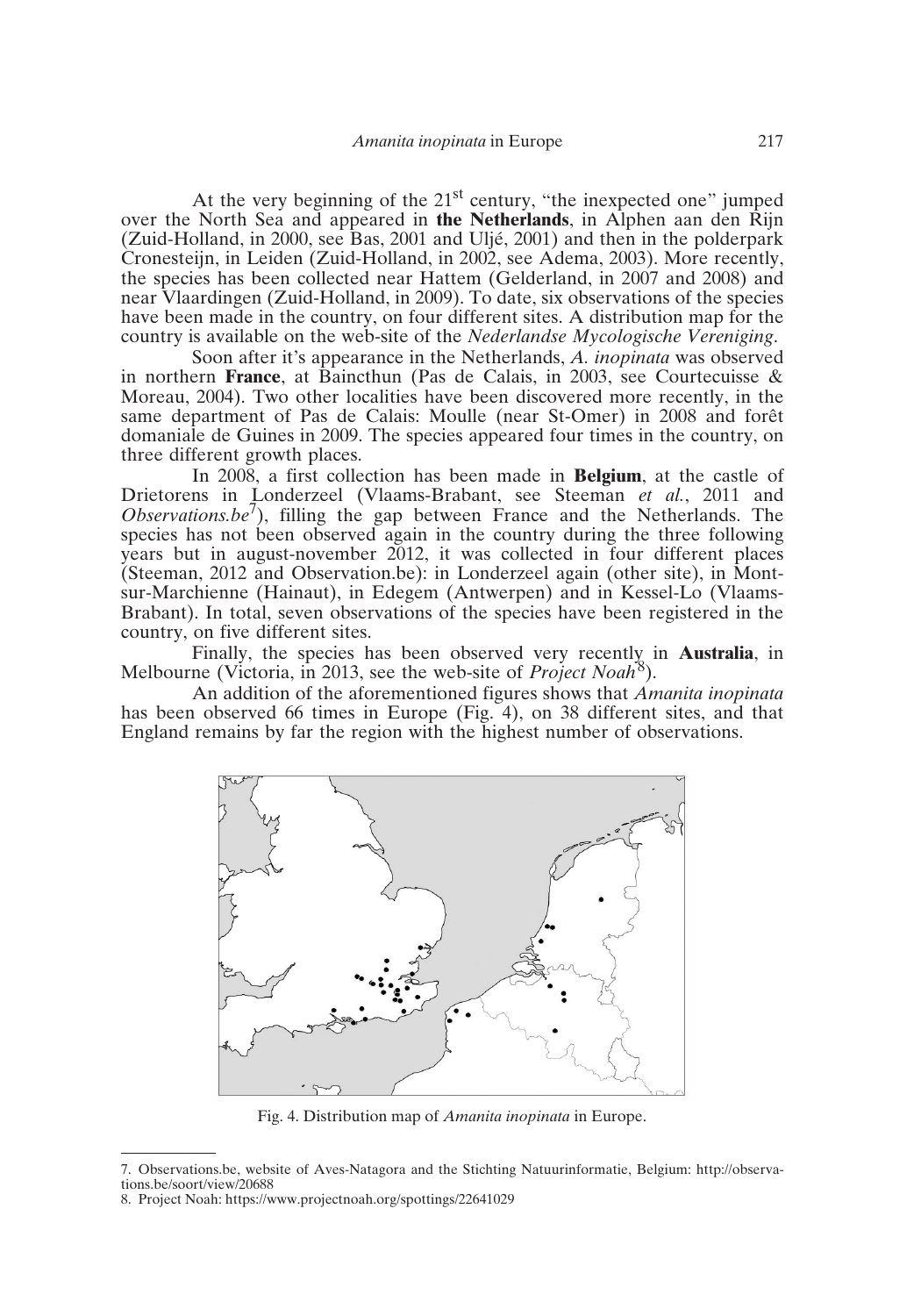At the very beginning of the 21st century, "the inexpected one" jumped over the North Sea and appeared in **the Netherlands**, in Alphen aan den Rijn (Zuid-Holland, in 2000, see Bas, 2001 and Uljé, 2001) and then in the polderpark Cronesteijn, in Leiden (Zuid-Holland, in 2002, see Adema, 2003). More recently, the species has been collected near Hattem (Gelderland, in 2007 and 2008) and near Vlaardingen (Zuid-Holland, in 2009). To date, six observations of the species have been made in the country, on four different sites. A distribution map for the country is available on the web-site of the *Nederlandse Mycologische Vereniging*.

Soon after it's appearance in the Netherlands, *A. inopinata* was observed in northern **France**, at Baincthun (Pas de Calais, in 2003, see Courtecuisse & Moreau, 2004). Two other localities have been discovered more recently, in the same department of Pas de Calais: Moulle (near St-Omer) in 2008 and forêt domaniale de Guines in 2009. The species appeared four times in the country, on three different growth places.

In 2008, a first collection has been made in **Belgium**, at the castle of Drietorens in Londerzeel (Vlaams-Brabant, see Steeman *et al.*, 2011 and *Observations.be*[7]), filling the gap between France and the Netherlands. The species has not been observed again in the country during the three following years but in august-november 2012, it was collected in four different places (Steeman, 2012 and Observation.be): in Londerzeel again (other site), in Mont-sur-Marchienne (Hainaut), in Edegem (Antwerpen) and in Kessel-Lo (Vlaams-Brabant). In total, seven observations of the species have been registered in the country, on five different sites.

Finally, the species has been observed very recently in **Australia**, in Melbourne (Victoria, in 2013, see the web-site of *Project Noah*[8]).

An addition of the aforementioned figures shows that *Amanita inopinata* has been observed 66 times in Europe (Fig. 4), on 38 different sites, and that England remains by far the region with the highest number of observations.

Fig. 4. Distribution map of *Amanita inopinata* in Europe.

7. Observations.be, website of Aves-Natagora and the Stichting Natuurinformatie, Belgium: http://observations.be/soort/view/20688

8. Project Noah: https://www.projectnoah.org/spottings/22641029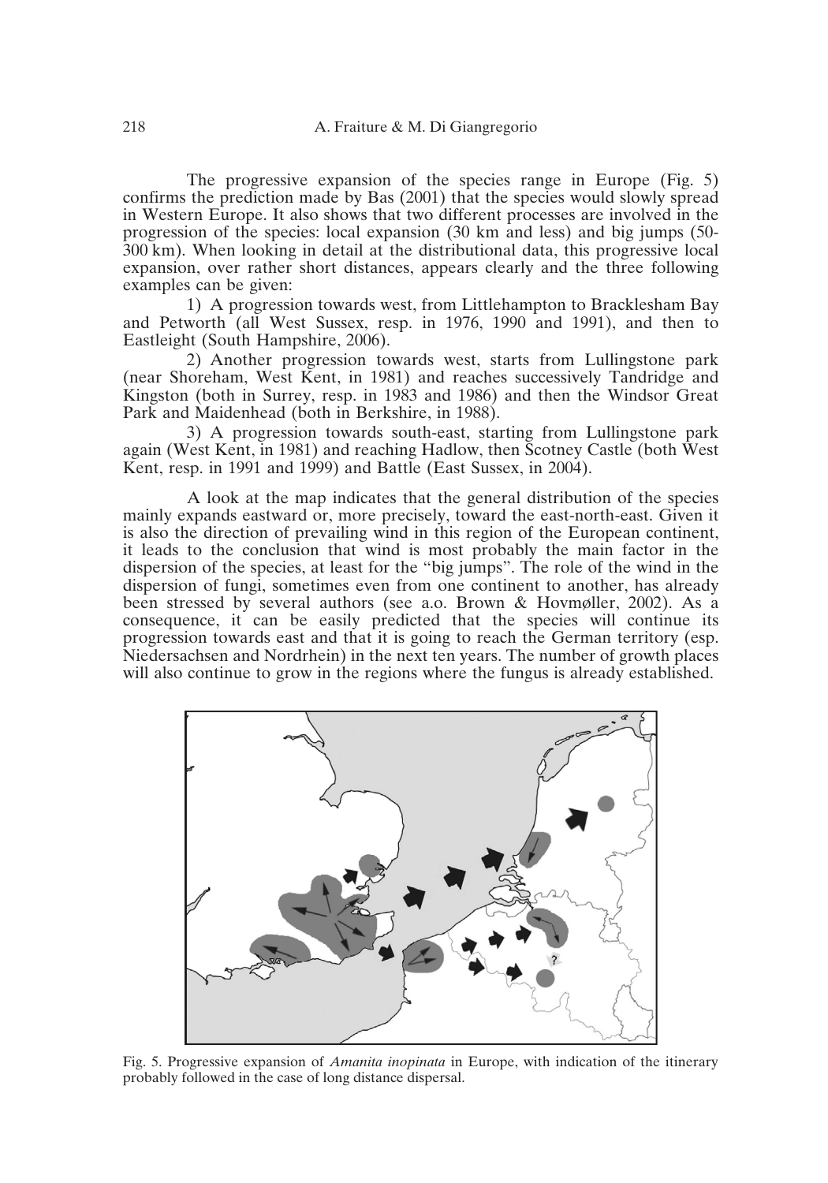The progressive expansion of the species range in Europe (Fig. 5) confirms the prediction made by Bas (2001) that the species would slowly spread in Western Europe. It also shows that two different processes are involved in the progression of the species: local expansion (30 km and less) and big jumps (50-300 km). When looking in detail at the distributional data, this progressive local expansion, over rather short distances, appears clearly and the three following examples can be given:

1) A progression towards west, from Littlehampton to Bracklesham Bay and Petworth (all West Sussex, resp. in 1976, 1990 and 1991), and then to Eastleight (South Hampshire, 2006).

2) Another progression towards west, starts from Lullingstone park (near Shoreham, West Kent, in 1981) and reaches successively Tandridge and Kingston (both in Surrey, resp. in 1983 and 1986) and then the Windsor Great Park and Maidenhead (both in Berkshire, in 1988).

3) A progression towards south-east, starting from Lullingstone park again (West Kent, in 1981) and reaching Hadlow, then Scotney Castle (both West Kent, resp. in 1991 and 1999) and Battle (East Sussex, in 2004).

A look at the map indicates that the general distribution of the species mainly expands eastward or, more precisely, toward the east-north-east. Given it is also the direction of prevailing wind in this region of the European continent, it leads to the conclusion that wind is most probably the main factor in the dispersion of the species, at least for the "big jumps". The role of the wind in the dispersion of fungi, sometimes even from one continent to another, has already been stressed by several authors (see a.o. Brown & Hovmøller, 2002). As a consequence, it can be easily predicted that the species will continue its progression towards east and that it is going to reach the German territory (esp. Niedersachsen and Nordrhein) in the next ten years. The number of growth places will also continue to grow in the regions where the fungus is already established.

Fig. 5. Progressive expansion of *Amanita inopinata* in Europe, with indication of the itinerary probably followed in the case of long distance dispersal.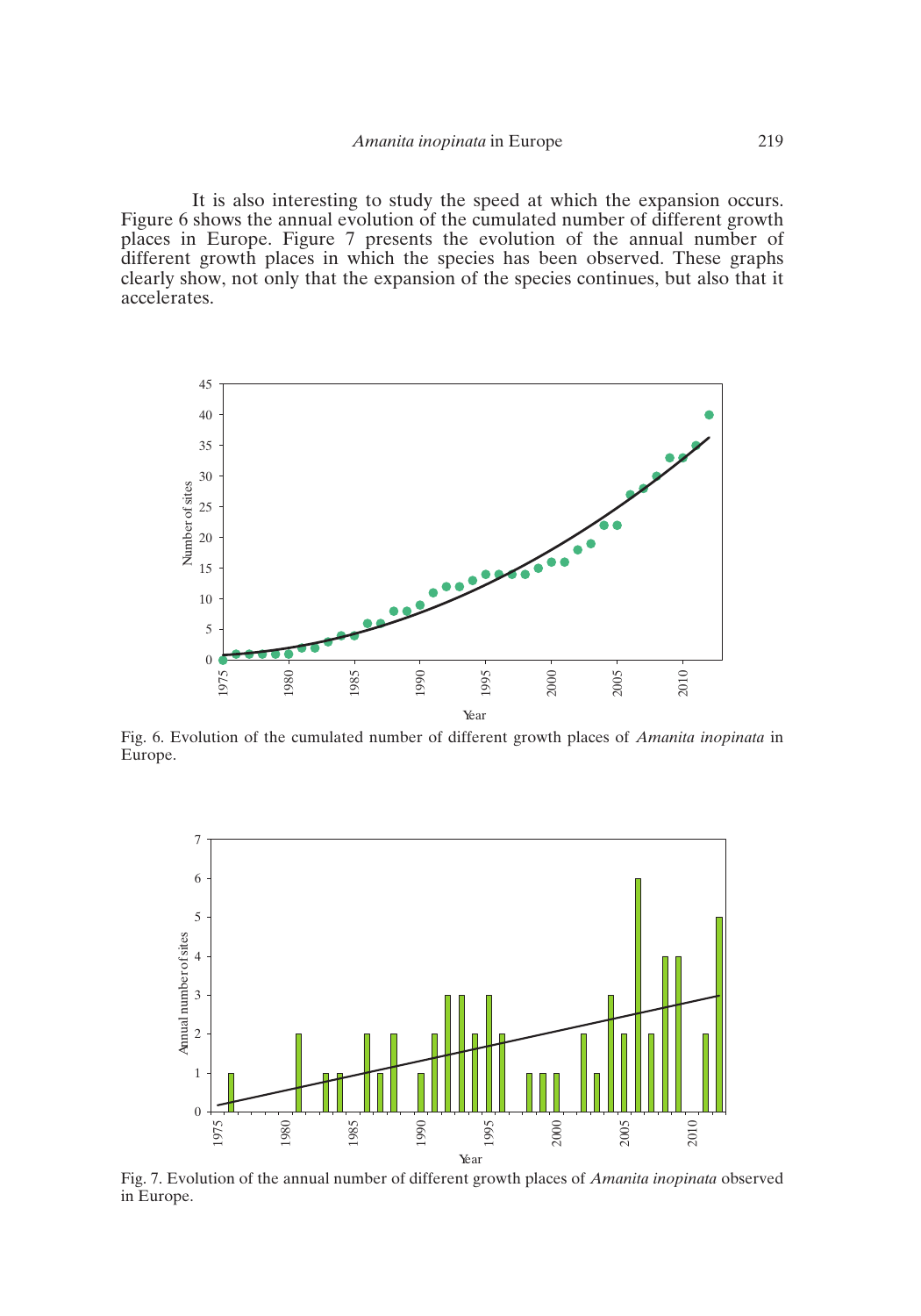It is also interesting to study the speed at which the expansion occurs. Figure 6 shows the annual evolution of the cumulated number of different growth places in Europe. Figure 7 presents the evolution of the annual number of different growth places in which the species has been observed. These graphs clearly show, not only that the expansion of the species continues, but also that it accelerates.

Fig. 6. Evolution of the cumulated number of different growth places of *Amanita inopinata* in Europe.

Fig. 7. Evolution of the annual number of different growth places of *Amanita inopinata* observed in Europe.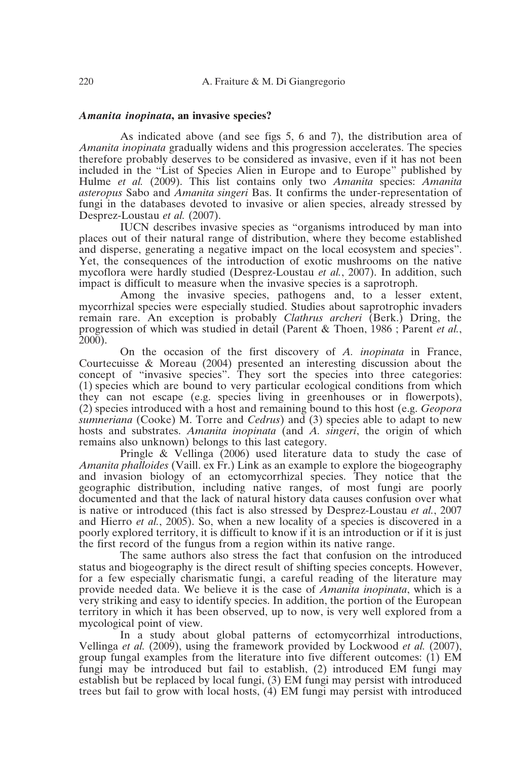### *Amanita inopinata*, an invasive species?

As indicated above (and see figs 5, 6 and 7), the distribution area of *Amanita inopinata* gradually widens and this progression accelerates. The species therefore probably deserves to be considered as invasive, even if it has not been included in the "List of Species Alien in Europe and to Europe" published by Hulme *et al.* (2009). This list contains only two *Amanita* species: *Amanita asteropus* Sabo and *Amanita singeri* Bas. It confirms the under-representation of fungi in the databases devoted to invasive or alien species, already stressed by Desprez-Loustau *et al.* (2007).

IUCN describes invasive species as "organisms introduced by man into places out of their natural range of distribution, where they become established and disperse, generating a negative impact on the local ecosystem and species". Yet, the consequences of the introduction of exotic mushrooms on the native mycoflora were hardly studied (Desprez-Loustau *et al.*, 2007). In addition, such impact is difficult to measure when the invasive species is a saprotroph.

Among the invasive species, pathogens and, to a lesser extent, mycorrhizal species were especially studied. Studies about saprotrophic invaders remain rare. An exception is probably *Clathrus archeri* (Berk.) Dring, the progression of which was studied in detail (Parent & Thoen, 1986 ; Parent *et al.*, 2000).

On the occasion of the first discovery of *A. inopinata* in France, Courtecuisse & Moreau (2004) presented an interesting discussion about the concept of "invasive species". They sort the species into three categories: (1) species which are bound to very particular ecological conditions from which they can not escape (e.g. species living in greenhouses or in flowerpots), (2) species introduced with a host and remaining bound to this host (e.g. *Geopora sumneriana* (Cooke) M. Torre and *Cedrus*) and (3) species able to adapt to new hosts and substrates. *Amanita inopinata* (and *A. singeri*, the origin of which remains also unknown) belongs to this last category.

Pringle & Vellinga (2006) used literature data to study the case of *Amanita phalloides* (Vaill. ex Fr.) Link as an example to explore the biogeography and invasion biology of an ectomycorrhizal species. They notice that the geographic distribution, including native ranges, of most fungi are poorly documented and that the lack of natural history data causes confusion over what is native or introduced (this fact is also stressed by Desprez-Loustau *et al.*, 2007 and Hierro *et al.*, 2005). So, when a new locality of a species is discovered in a poorly explored territory, it is difficult to know if it is an introduction or if it is just the first record of the fungus from a region within its native range.

The same authors also stress the fact that confusion on the introduced status and biogeography is the direct result of shifting species concepts. However, for a few especially charismatic fungi, a careful reading of the literature may provide needed data. We believe it is the case of *Amanita inopinata*, which is a very striking and easy to identify species. In addition, the portion of the European territory in which it has been observed, up to now, is very well explored from a mycological point of view.

In a study about global patterns of ectomycorrhizal introductions, Vellinga *et al.* (2009), using the framework provided by Lockwood *et al.* (2007), group fungal examples from the literature into five different outcomes: (1) EM fungi may be introduced but fail to establish, (2) introduced EM fungi may establish but be replaced by local fungi, (3) EM fungi may persist with introduced trees but fail to grow with local hosts, (4) EM fungi may persist with introduced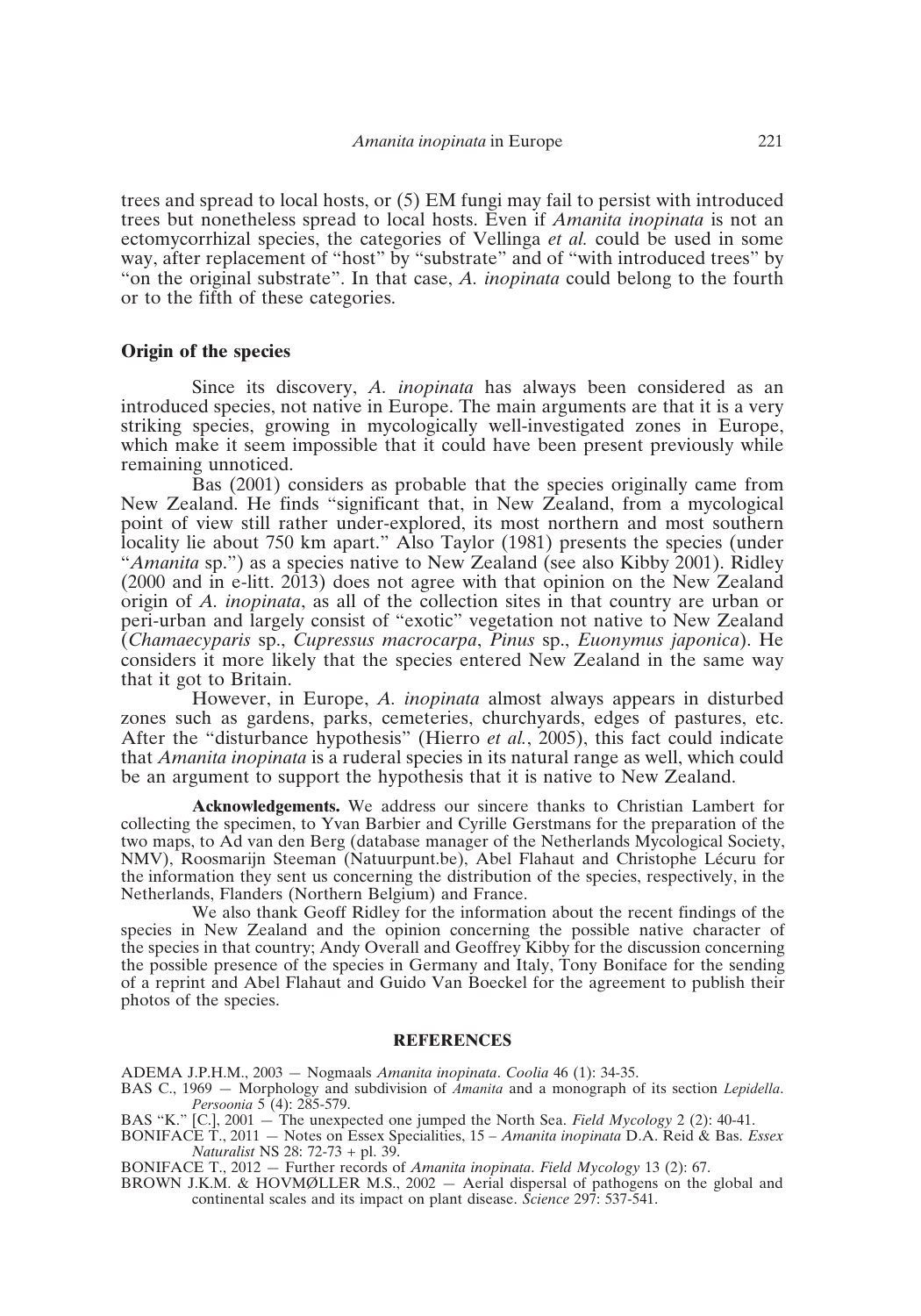trees and spread to local hosts, or (5) EM fungi may fail to persist with introduced trees but nonetheless spread to local hosts. Even if *Amanita inopinata* is not an ectomycorrhizal species, the categories of Vellinga *et al.* could be used in some way, after replacement of "host" by "substrate" and of "with introduced trees" by "on the original substrate". In that case, *A. inopinata* could belong to the fourth or to the fifth of these categories.

## Origin of the species

Since its discovery, *A. inopinata* has always been considered as an introduced species, not native in Europe. The main arguments are that it is a very striking species, growing in mycologically well-investigated zones in Europe, which make it seem impossible that it could have been present previously while remaining unnoticed.

Bas (2001) considers as probable that the species originally came from New Zealand. He finds "significant that, in New Zealand, from a mycological point of view still rather under-explored, its most northern and most southern locality lie about 750 km apart." Also Taylor (1981) presents the species (under "*Amanita* sp.") as a species native to New Zealand (see also Kibby 2001). Ridley (2000 and in e-litt. 2013) does not agree with that opinion on the New Zealand origin of *A. inopinata*, as all of the collection sites in that country are urban or peri-urban and largely consist of "exotic" vegetation not native to New Zealand (*Chamaecyparis* sp., *Cupressus macrocarpa*, *Pinus* sp., *Euonymus japonica*). He considers it more likely that the species entered New Zealand in the same way that it got to Britain.

However, in Europe, *A. inopinata* almost always appears in disturbed zones such as gardens, parks, cemeteries, churchyards, edges of pastures, etc. After the "disturbance hypothesis" (Hierro *et al.*, 2005), this fact could indicate that *Amanita inopinata* is a ruderal species in its natural range as well, which could be an argument to support the hypothesis that it is native to New Zealand.

**Acknowledgements.** We address our sincere thanks to Christian Lambert for collecting the specimen, to Yvan Barbier and Cyrille Gerstmans for the preparation of the two maps, to Ad van den Berg (database manager of the Netherlands Mycological Society, NMV), Roosmarijn Steeman (Natuurpunt.be), Abel Flahaut and Christophe Lécuru for the information they sent us concerning the distribution of the species, respectively, in the Netherlands, Flanders (Northern Belgium) and France.

We also thank Geoff Ridley for the information about the recent findings of the species in New Zealand and the opinion concerning the possible native character of the species in that country; Andy Overall and Geoffrey Kibby for the discussion concerning the possible presence of the species in Germany and Italy, Tony Boniface for the sending of a reprint and Abel Flahaut and Guido Van Boeckel for the agreement to publish their photos of the species.

## REFERENCES

ADEMA J.P.H.M., 2003 — Nogmaals *Amanita inopinata*. *Coolia* 46 (1): 34-35.

BAS C., 1969 — Morphology and subdivision of *Amanita* and a monograph of its section *Lepidella*. *Persoonia* 5 (4): 285-579.

BAS "K." [C.], 2001 — The unexpected one jumped the North Sea. *Field Mycology* 2 (2): 40-41.

BONIFACE T., 2011 — Notes on Essex Specialities, 15 – *Amanita inopinata* D.A. Reid & Bas. *Essex Naturalist* NS 28: 72-73 + pl. 39.

BONIFACE T., 2012 — Further records of *Amanita inopinata*. *Field Mycology* 13 (2): 67.

BROWN J.K.M. & HOVMØLLER M.S., 2002 — Aerial dispersal of pathogens on the global and continental scales and its impact on plant disease. *Science* 297: 537-541.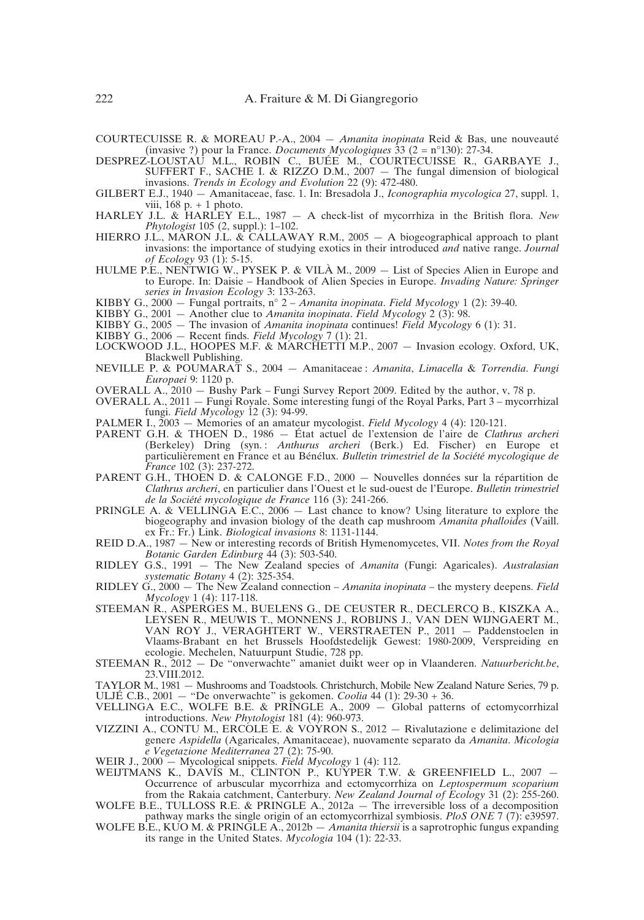COURTECUISSE R. & MOREAU P.-A., 2004 — *Amanita inopinata* Reid & Bas, une nouveauté (invasive ?) pour la France. *Documents Mycologiques* 33 (2 = n°130): 27-34.

DESPREZ-LOUSTAU M.L., ROBIN C., BUÉE M., COURTECUISSE R., GARBAYE J., SUFFERT F., SACHE I. & RIZZO D.M., 2007 — The fungal dimension of biological invasions. *Trends in Ecology and Evolution* 22 (9): 472-480.

GILBERT E.J., 1940 — Amanitaceae, fasc. 1. In: Bresadola J., *Iconographia mycologica* 27, suppl. 1, viii, 168 p. + 1 photo.

HARLEY J.L. & HARLEY E.L., 1987 — A check-list of mycorrhiza in the British flora. *New Phytologist* 105 (2, suppl.): 1–102.

HIERRO J.L., MARON J.L. & CALLAWAY R.M., 2005 — A biogeographical approach to plant invasions: the importance of studying exotics in their introduced *and* native range. *Journal of Ecology* 93 (1): 5-15.

HULME P.E., NENTWIG W., PYSEK P. & VILÀ M., 2009 — List of Species Alien in Europe and to Europe. In: Daisie – Handbook of Alien Species in Europe. *Invading Nature: Springer series in Invasion Ecology* 3: 133-263.

KIBBY G., 2000 — Fungal portraits, n° 2 – *Amanita inopinata*. *Field Mycology* 1 (2): 39-40.

KIBBY G., 2001 — Another clue to *Amanita inopinata*. *Field Mycology* 2 (3): 98.

KIBBY G., 2005 — The invasion of *Amanita inopinata* continues! *Field Mycology* 6 (1): 31.

KIBBY G., 2006 — Recent finds. *Field Mycology* 7 (1): 21.

LOCKWOOD J.L., HOOPES M.F. & MARCHETTI M.P., 2007 — Invasion ecology. Oxford, UK, Blackwell Publishing.

NEVILLE P. & POUMARAT S., 2004 — Amanitaceae : *Amanita*, *Limacella* & *Torrendia*. *Fungi Europaei* 9: 1120 p.

OVERALL A., 2010 — Bushy Park – Fungi Survey Report 2009. Edited by the author, v, 78 p.

OVERALL A., 2011 — Fungi Royale. Some interesting fungi of the Royal Parks, Part 3 – mycorrhizal fungi. *Field Mycology* 12 (3): 94-99.

PALMER I., 2003 — Memories of an amateur mycologist. *Field Mycology* 4 (4): 120-121.

PARENT G.H. & THOEN D., 1986 — État actuel de l'extension de l'aire de *Clathrus archeri* (Berkeley) Dring (syn. : *Anthurus archeri* (Berk.) Ed. Fischer) en Europe et particulièrement en France et au Bénélux. *Bulletin trimestriel de la Société mycologique de France* 102 (3): 237-272.

PARENT G.H., THOEN D. & CALONGE F.D., 2000 — Nouvelles données sur la répartition de *Clathrus archeri*, en particulier dans l'Ouest et le sud-ouest de l'Europe. *Bulletin trimestriel de la Société mycologique de France* 116 (3): 241-266.

PRINGLE A. & VELLINGA E.C., 2006 — Last chance to know? Using literature to explore the biogeography and invasion biology of the death cap mushroom *Amanita phalloides* (Vaill. ex Fr.: Fr.) Link. *Biological invasions* 8: 1131-1144.

REID D.A., 1987 — New or interesting records of British Hymenomycetes, VII. *Notes from the Royal Botanic Garden Edinburg* 44 (3): 503-540.

RIDLEY G.S., 1991 — The New Zealand species of *Amanita* (Fungi: Agaricales). *Australasian systematic Botany* 4 (2): 325-354.

RIDLEY G.S., 2000 — The New Zealand connection – *Amanita inopinata* – the mystery deepens. *Field Mycology* 1 (4): 117-118.

STEEMAN R., ASPERGES M., BUELENS G., DE CEUSTER R., DECLERCQ B., KISZKA A., LEYSEN R., MEUWIS T., MONNENS J., ROBIJNS J., VAN DEN WIJNGAERT M., VAN ROY J., VERAGHTERT W., VERSTRAETEN P., 2011 — Paddenstoelen in Vlaams-Brabant en het Brussels Hoofdstedelijk Gewest: 1980-2009, Verspreiding en ecologie. Mechelen, Natuurpunt Studie, 728 pp.

STEEMAN R., 2012 — De "onverwachte" amaniet duikt weer op in Vlaanderen. *Natuurbericht.be*, 23.VIII.2012.

TAYLOR M., 1981 — Mushrooms and Toadstools. Christchurch, Mobile New Zealand Nature Series, 79 p.

ULJÉ C.B., 2001 — "De onverwachte" is gekomen. *Coolia* 44 (1): 29-30 + 36.

VELLINGA E.C., WOLFE B.E. & PRINGLE A., 2009 — Global patterns of ectomycorrhizal introductions. *New Phytologist* 181 (4): 960-973.

VIZZINI A., CONTU M., ERCOLE E. & VOYRON S., 2012 — Rivalutazione e delimitazione del genere *Aspidella* (Agaricales, Amanitaceae), nuovamente separato da *Amanita*. *Micologia e Vegetazione Mediterranea* 27 (2): 75-90.

WEIR J., 2000 — Mycological snippets. *Field Mycology* 1 (4): 112.

WEIJTMANS K., DAVIS M., CLINTON P., KUYPER T.W. & GREENFIELD L., 2007 — Occurrence of arbuscular mycorrhiza and ectomycorrhiza on *Leptospermum scoparium* from the Rakaia catchment, Canterbury. *New Zealand Journal of Ecology* 31 (2): 255-260.

WOLFE B.E., TULLOSS R.E. & PRINGLE A., 2012a — The irreversible loss of a decomposition pathway marks the single origin of an ectomycorrhizal symbiosis. *PloS ONE* 7 (7): e39597.

WOLFE B.E., KUO M. & PRINGLE A., 2012b — *Amanita thiersii* is a saprotrophic fungus expanding its range in the United States. *Mycologia* 104 (1): 22-33.